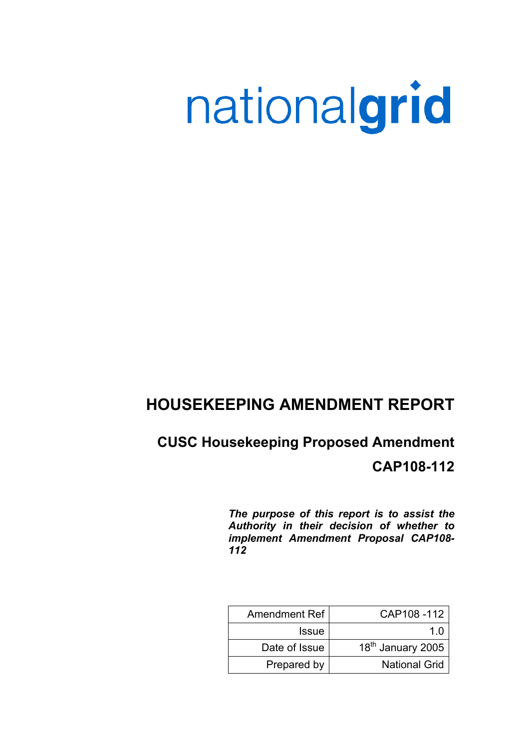nationalgrid

# HOUSEKEEPING AMENDMENT REPORT

## CUSC Housekeeping Proposed Amendment

## CAP108-112

***The purpose of this report is to assist the Authority in their decision of whether to implement Amendment Proposal CAP108-112***

| Amendment Ref | CAP108 -112 |
|---|---|
| Issue | 1.0 |
| Date of Issue | 18th January 2005 |
| Prepared by | National Grid |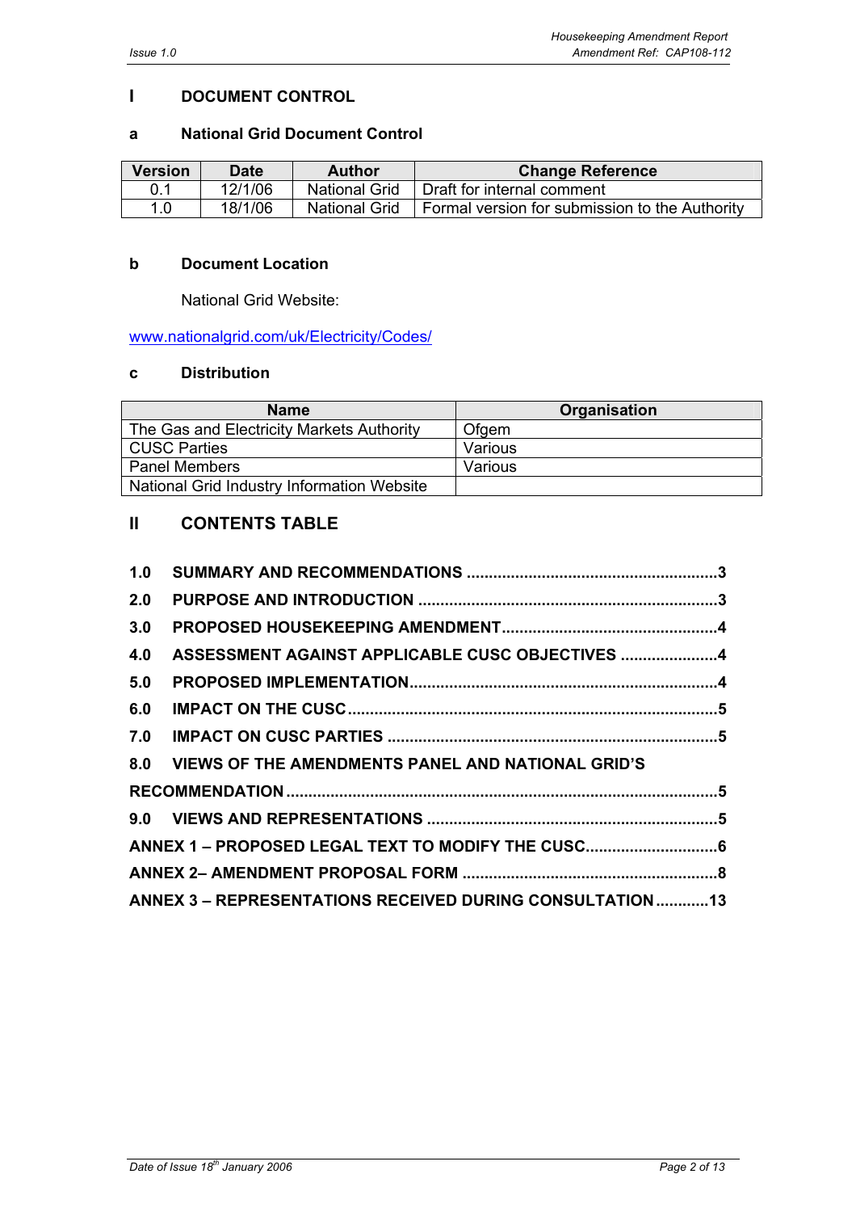## I DOCUMENT CONTROL

### a National Grid Document Control

| Version | Date | Author | Change Reference |
|---|---|---|---|
| 0.1 | 12/1/06 | National Grid | Draft for internal comment |
| 1.0 | 18/1/06 | National Grid | Formal version for submission to the Authority |

### b Document Location

National Grid Website:

www.nationalgrid.com/uk/Electricity/Codes/

### c Distribution

| Name | Organisation |
|---|---|
| The Gas and Electricity Markets Authority | Ofgem |
| CUSC Parties | Various |
| Panel Members | Various |
| National Grid Industry Information Website | |

## II CONTENTS TABLE

**1.0 SUMMARY AND RECOMMENDATIONS ......................................................... 3**

**2.0 PURPOSE AND INTRODUCTION ................................................................... 3**

**3.0 PROPOSED HOUSEKEEPING AMENDMENT ................................................ 4**

**4.0 ASSESSMENT AGAINST APPLICABLE CUSC OBJECTIVES ...................... 4**

**5.0 PROPOSED IMPLEMENTATION ..................................................................... 4**

**6.0 IMPACT ON THE CUSC ................................................................................... 5**

**7.0 IMPACT ON CUSC PARTIES .......................................................................... 5**

**8.0 VIEWS OF THE AMENDMENTS PANEL AND NATIONAL GRID'S RECOMMENDATION ................................................................................................ 5**

**9.0 VIEWS AND REPRESENTATIONS ................................................................. 5**

**ANNEX 1 – PROPOSED LEGAL TEXT TO MODIFY THE CUSC ............................. 6**

**ANNEX 2– AMENDMENT PROPOSAL FORM ......................................................... 8**

**ANNEX 3 – REPRESENTATIONS RECEIVED DURING CONSULTATION ............ 13**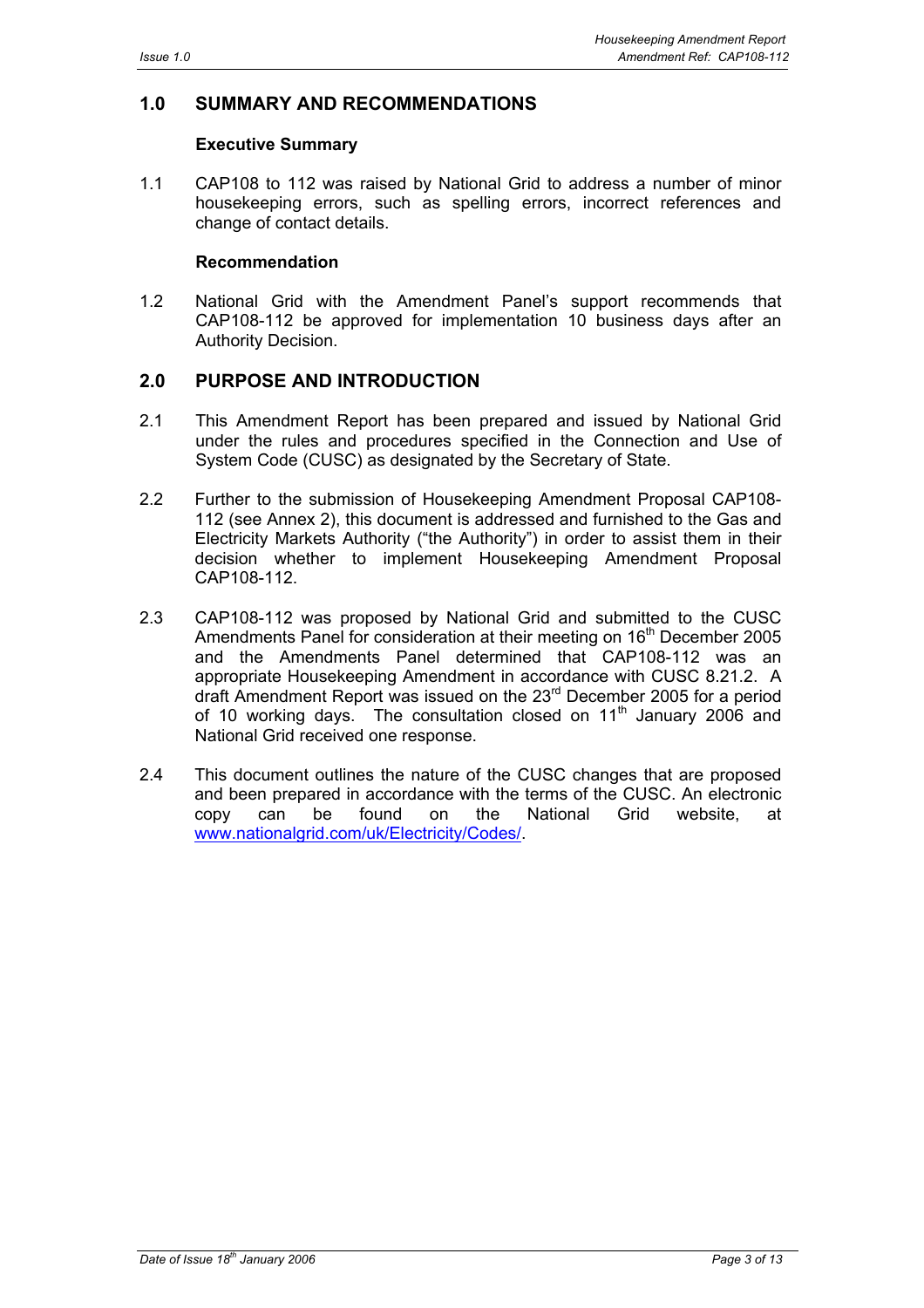## 1.0 SUMMARY AND RECOMMENDATIONS

### Executive Summary

1.1 CAP108 to 112 was raised by National Grid to address a number of minor housekeeping errors, such as spelling errors, incorrect references and change of contact details.

### Recommendation

1.2 National Grid with the Amendment Panel's support recommends that CAP108-112 be approved for implementation 10 business days after an Authority Decision.

## 2.0 PURPOSE AND INTRODUCTION

2.1 This Amendment Report has been prepared and issued by National Grid under the rules and procedures specified in the Connection and Use of System Code (CUSC) as designated by the Secretary of State.

2.2 Further to the submission of Housekeeping Amendment Proposal CAP108-112 (see Annex 2), this document is addressed and furnished to the Gas and Electricity Markets Authority ("the Authority") in order to assist them in their decision whether to implement Housekeeping Amendment Proposal CAP108-112.

2.3 CAP108-112 was proposed by National Grid and submitted to the CUSC Amendments Panel for consideration at their meeting on 16th December 2005 and the Amendments Panel determined that CAP108-112 was an appropriate Housekeeping Amendment in accordance with CUSC 8.21.2. A draft Amendment Report was issued on the 23rd December 2005 for a period of 10 working days. The consultation closed on 11th January 2006 and National Grid received one response.

2.4 This document outlines the nature of the CUSC changes that are proposed and been prepared in accordance with the terms of the CUSC. An electronic copy can be found on the National Grid website, at [www.nationalgrid.com/uk/Electricity/Codes/](www.nationalgrid.com/uk/Electricity/Codes/).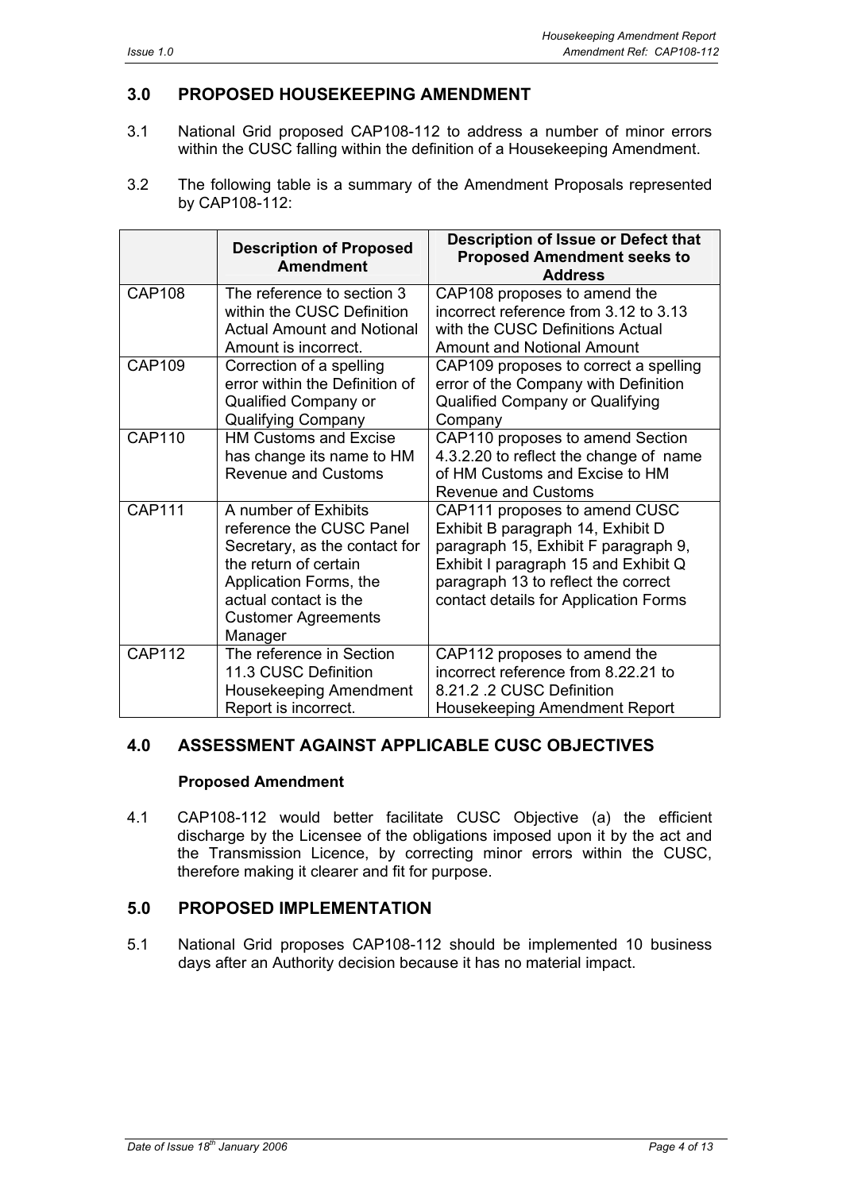## 3.0 PROPOSED HOUSEKEEPING AMENDMENT

3.1 National Grid proposed CAP108-112 to address a number of minor errors within the CUSC falling within the definition of a Housekeeping Amendment.

3.2 The following table is a summary of the Amendment Proposals represented by CAP108-112:

| | Description of Proposed Amendment | Description of Issue or Defect that Proposed Amendment seeks to Address |
|---|---|---|
| CAP108 | The reference to section 3 within the CUSC Definition Actual Amount and Notional Amount is incorrect. | CAP108 proposes to amend the incorrect reference from 3.12 to 3.13 with the CUSC Definitions Actual Amount and Notional Amount |
| CAP109 | Correction of a spelling error within the Definition of Qualified Company or Qualifying Company | CAP109 proposes to correct a spelling error of the Company with Definition Qualified Company or Qualifying Company |
| CAP110 | HM Customs and Excise has change its name to HM Revenue and Customs | CAP110 proposes to amend Section 4.3.2.20 to reflect the change of name of HM Customs and Excise to HM Revenue and Customs |
| CAP111 | A number of Exhibits reference the CUSC Panel Secretary, as the contact for the return of certain Application Forms, the actual contact is the Customer Agreements Manager | CAP111 proposes to amend CUSC Exhibit B paragraph 14, Exhibit D paragraph 15, Exhibit F paragraph 9, Exhibit I paragraph 15 and Exhibit Q paragraph 13 to reflect the correct contact details for Application Forms |
| CAP112 | The reference in Section 11.3 CUSC Definition Housekeeping Amendment Report is incorrect. | CAP112 proposes to amend the incorrect reference from 8.22.21 to 8.21.2 .2 CUSC Definition Housekeeping Amendment Report |

## 4.0 ASSESSMENT AGAINST APPLICABLE CUSC OBJECTIVES

**Proposed Amendment**

4.1 CAP108-112 would better facilitate CUSC Objective (a) the efficient discharge by the Licensee of the obligations imposed upon it by the act and the Transmission Licence, by correcting minor errors within the CUSC, therefore making it clearer and fit for purpose.

## 5.0 PROPOSED IMPLEMENTATION

5.1 National Grid proposes CAP108-112 should be implemented 10 business days after an Authority decision because it has no material impact.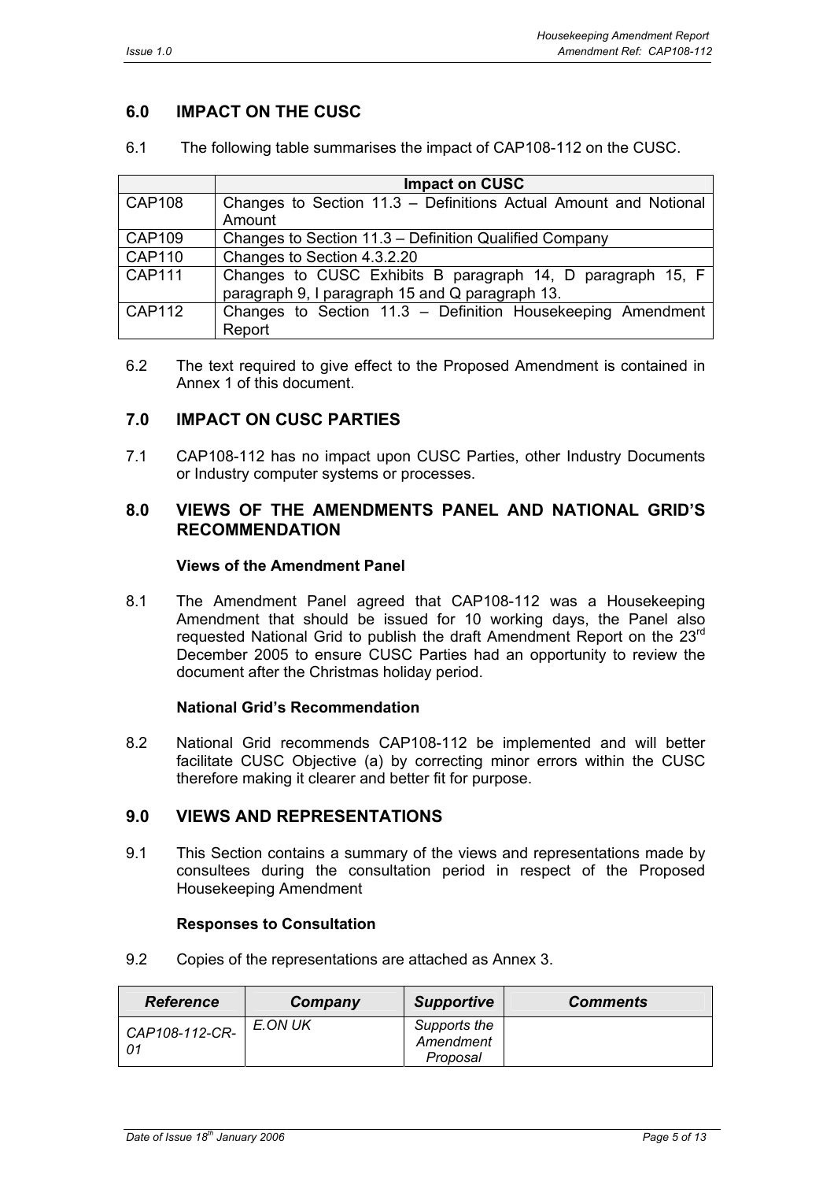## 6.0 IMPACT ON THE CUSC

6.1 The following table summarises the impact of CAP108-112 on the CUSC.

| | Impact on CUSC |
|---|---|
| CAP108 | Changes to Section 11.3 – Definitions Actual Amount and Notional Amount |
| CAP109 | Changes to Section 11.3 – Definition Qualified Company |
| CAP110 | Changes to Section 4.3.2.20 |
| CAP111 | Changes to CUSC Exhibits B paragraph 14, D paragraph 15, F paragraph 9, I paragraph 15 and Q paragraph 13. |
| CAP112 | Changes to Section 11.3 – Definition Housekeeping Amendment Report |

6.2 The text required to give effect to the Proposed Amendment is contained in Annex 1 of this document.

## 7.0 IMPACT ON CUSC PARTIES

7.1 CAP108-112 has no impact upon CUSC Parties, other Industry Documents or Industry computer systems or processes.

## 8.0 VIEWS OF THE AMENDMENTS PANEL AND NATIONAL GRID'S RECOMMENDATION

**Views of the Amendment Panel**

8.1 The Amendment Panel agreed that CAP108-112 was a Housekeeping Amendment that should be issued for 10 working days, the Panel also requested National Grid to publish the draft Amendment Report on the 23rd December 2005 to ensure CUSC Parties had an opportunity to review the document after the Christmas holiday period.

**National Grid's Recommendation**

8.2 National Grid recommends CAP108-112 be implemented and will better facilitate CUSC Objective (a) by correcting minor errors within the CUSC therefore making it clearer and better fit for purpose.

## 9.0 VIEWS AND REPRESENTATIONS

9.1 This Section contains a summary of the views and representations made by consultees during the consultation period in respect of the Proposed Housekeeping Amendment

**Responses to Consultation**

9.2 Copies of the representations are attached as Annex 3.

| *Reference* | *Company* | *Supportive* | *Comments* |
|---|---|---|---|
| *CAP108-112-CR-01* | *E.ON UK* | *Supports the Amendment Proposal* | |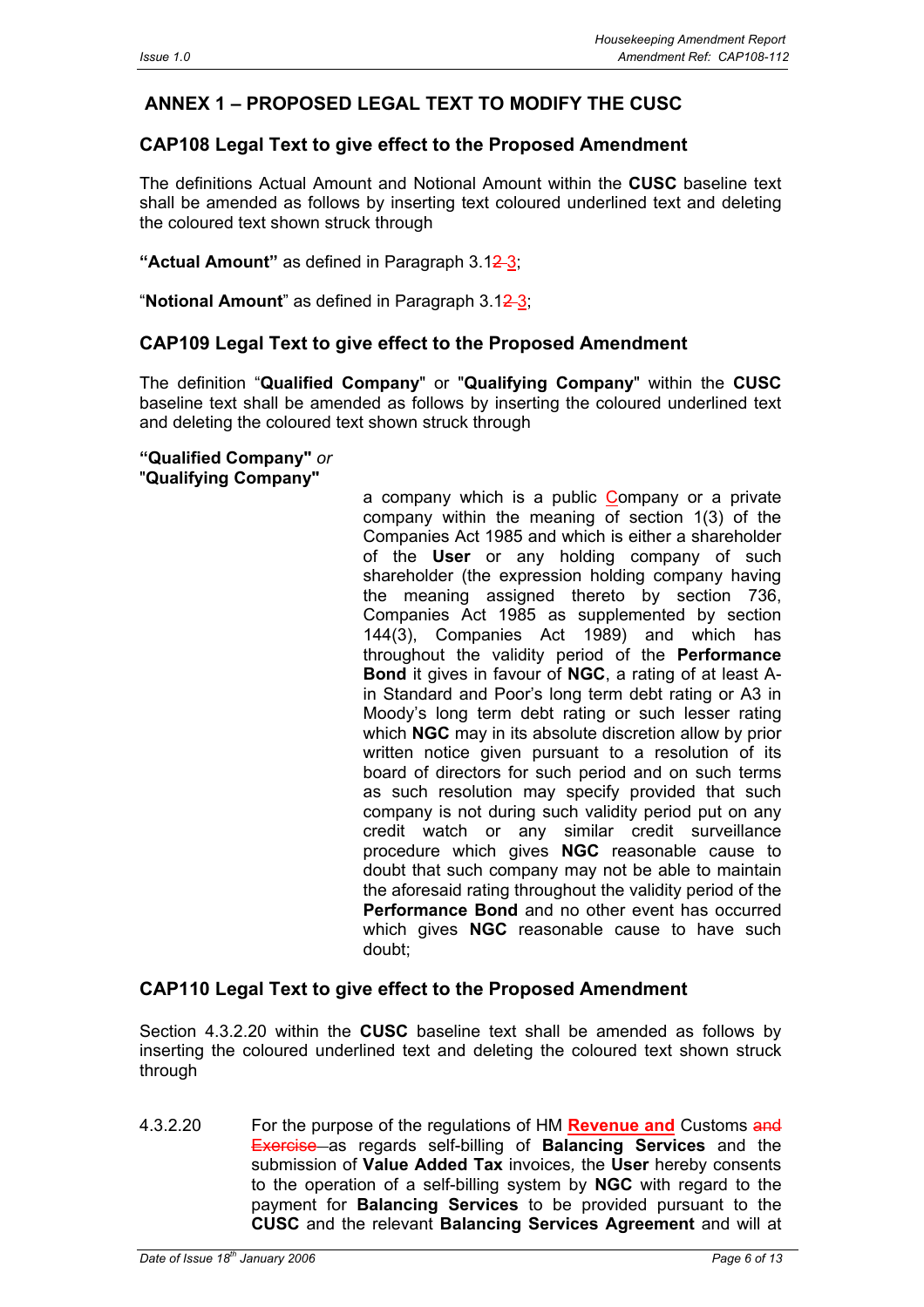## ANNEX 1 – PROPOSED LEGAL TEXT TO MODIFY THE CUSC

### CAP108 Legal Text to give effect to the Proposed Amendment

The definitions Actual Amount and Notional Amount within the **CUSC** baseline text shall be amended as follows by inserting text coloured underlined text and deleting the coloured text shown struck through

**"Actual Amount"** as defined in Paragraph 3.1~~2~~ <u>3</u>;

"**Notional Amount**" as defined in Paragraph 3.1~~2~~ <u>3</u>;

### CAP109 Legal Text to give effect to the Proposed Amendment

The definition "**Qualified Company**" or "**Qualifying Company**" within the **CUSC** baseline text shall be amended as follows by inserting the coloured underlined text and deleting the coloured text shown struck through

**"Qualified Company"** *or* "**Qualifying Company"**

a company which is a public <u>C</u>ompany or a private company within the meaning of section 1(3) of the Companies Act 1985 and which is either a shareholder of the **User** or any holding company of such shareholder (the expression holding company having the meaning assigned thereto by section 736, Companies Act 1985 as supplemented by section 144(3), Companies Act 1989) and which has throughout the validity period of the **Performance Bond** it gives in favour of **NGC**, a rating of at least A- in Standard and Poor's long term debt rating or A3 in Moody's long term debt rating or such lesser rating which **NGC** may in its absolute discretion allow by prior written notice given pursuant to a resolution of its board of directors for such period and on such terms as such resolution may specify provided that such company is not during such validity period put on any credit watch or any similar credit surveillance procedure which gives **NGC** reasonable cause to doubt that such company may not be able to maintain the aforesaid rating throughout the validity period of the **Performance Bond** and no other event has occurred which gives **NGC** reasonable cause to have such doubt;

### CAP110 Legal Text to give effect to the Proposed Amendment

Section 4.3.2.20 within the **CUSC** baseline text shall be amended as follows by inserting the coloured underlined text and deleting the coloured text shown struck through

4.3.2.20 For the purpose of the regulations of HM <u>**Revenue and**</u> Customs ~~and Exercise~~ as regards self-billing of **Balancing Services** and the submission of **Value Added Tax** invoices, the **User** hereby consents to the operation of a self-billing system by **NGC** with regard to the payment for **Balancing Services** to be provided pursuant to the **CUSC** and the relevant **Balancing Services Agreement** and will at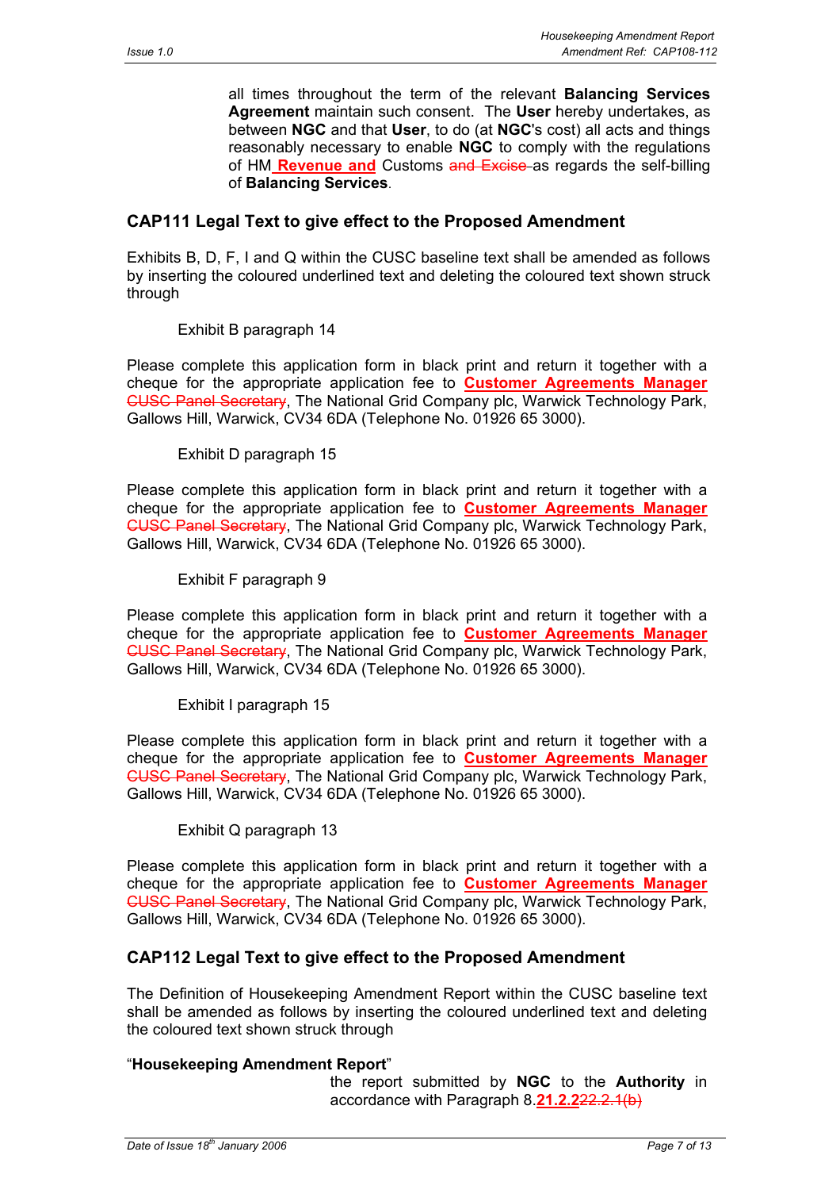all times throughout the term of the relevant **Balancing Services Agreement** maintain such consent. The **User** hereby undertakes, as between **NGC** and that **User**, to do (at **NGC**'s cost) all acts and things reasonably necessary to enable **NGC** to comply with the regulations of HM **Revenue and** Customs ~~and Excise~~ as regards the self-billing of **Balancing Services**.

## CAP111 Legal Text to give effect to the Proposed Amendment

Exhibits B, D, F, I and Q within the CUSC baseline text shall be amended as follows by inserting the coloured underlined text and deleting the coloured text shown struck through

Exhibit B paragraph 14

Please complete this application form in black print and return it together with a cheque for the appropriate application fee to **Customer Agreements Manager** ~~CUSC Panel Secretary~~, The National Grid Company plc, Warwick Technology Park, Gallows Hill, Warwick, CV34 6DA (Telephone No. 01926 65 3000).

Exhibit D paragraph 15

Please complete this application form in black print and return it together with a cheque for the appropriate application fee to **Customer Agreements Manager** ~~CUSC Panel Secretary~~, The National Grid Company plc, Warwick Technology Park, Gallows Hill, Warwick, CV34 6DA (Telephone No. 01926 65 3000).

Exhibit F paragraph 9

Please complete this application form in black print and return it together with a cheque for the appropriate application fee to **Customer Agreements Manager** ~~CUSC Panel Secretary~~, The National Grid Company plc, Warwick Technology Park, Gallows Hill, Warwick, CV34 6DA (Telephone No. 01926 65 3000).

Exhibit I paragraph 15

Please complete this application form in black print and return it together with a cheque for the appropriate application fee to **Customer Agreements Manager** ~~CUSC Panel Secretary~~, The National Grid Company plc, Warwick Technology Park, Gallows Hill, Warwick, CV34 6DA (Telephone No. 01926 65 3000).

Exhibit Q paragraph 13

Please complete this application form in black print and return it together with a cheque for the appropriate application fee to **Customer Agreements Manager** ~~CUSC Panel Secretary~~, The National Grid Company plc, Warwick Technology Park, Gallows Hill, Warwick, CV34 6DA (Telephone No. 01926 65 3000).

## CAP112 Legal Text to give effect to the Proposed Amendment

The Definition of Housekeeping Amendment Report within the CUSC baseline text shall be amended as follows by inserting the coloured underlined text and deleting the coloured text shown struck through

"**Housekeeping Amendment Report**"

the report submitted by **NGC** to the **Authority** in accordance with Paragraph 8.**21.2.2**~~22.2.1(b)~~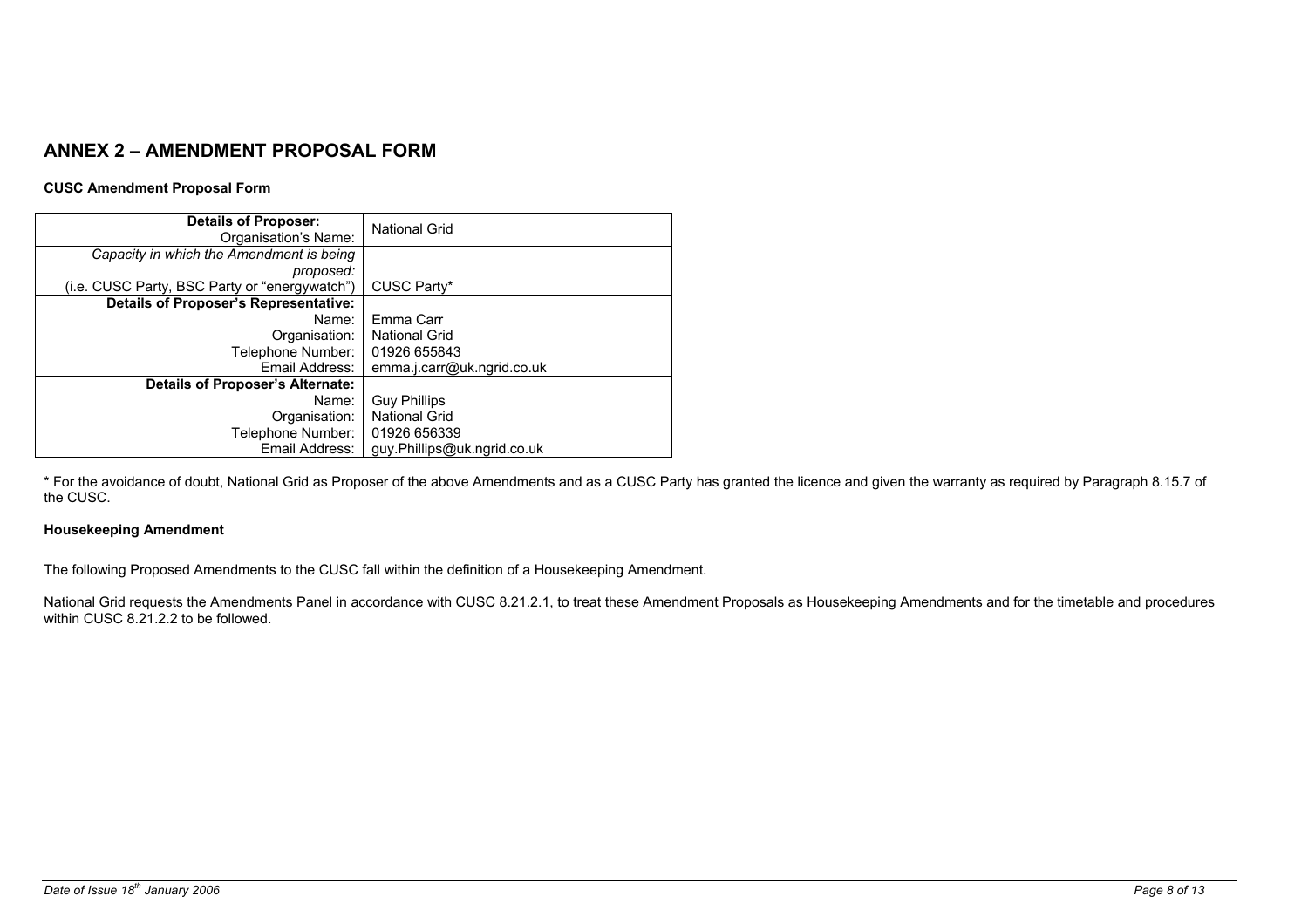## ANNEX 2 – AMENDMENT PROPOSAL FORM

**CUSC Amendment Proposal Form**

| | |
|---|---|
| **Details of Proposer:** Organisation's Name: | National Grid |
| *Capacity in which the Amendment is being proposed:* (i.e. CUSC Party, BSC Party or "energywatch") | CUSC Party* |
| **Details of Proposer's Representative:** | |
| Name: | Emma Carr |
| Organisation: | National Grid |
| Telephone Number: | 01926 655843 |
| Email Address: | emma.j.carr@uk.ngrid.co.uk |
| **Details of Proposer's Alternate:** | |
| Name: | Guy Phillips |
| Organisation: | National Grid |
| Telephone Number: | 01926 656339 |
| Email Address: | guy.Phillips@uk.ngrid.co.uk |

* For the avoidance of doubt, National Grid as Proposer of the above Amendments and as a CUSC Party has granted the licence and given the warranty as required by Paragraph 8.15.7 of the CUSC.

**Housekeeping Amendment**

The following Proposed Amendments to the CUSC fall within the definition of a Housekeeping Amendment.

National Grid requests the Amendments Panel in accordance with CUSC 8.21.2.1, to treat these Amendment Proposals as Housekeeping Amendments and for the timetable and procedures within CUSC 8.21.2.2 to be followed.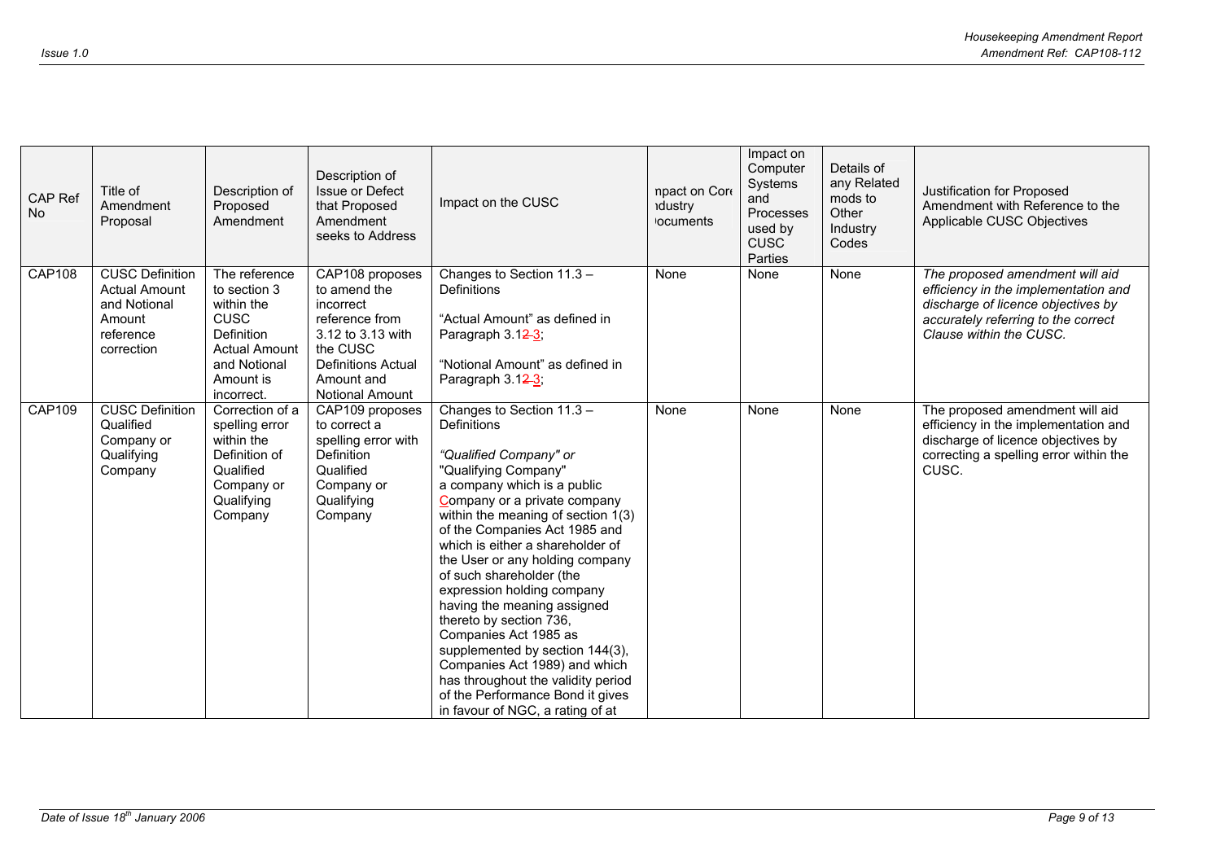| CAP Ref No | Title of Amendment Proposal | Description of Proposed Amendment | Description of Issue or Defect that Proposed Amendment seeks to Address | Impact on the CUSC | Impact on Core Industry Documents | Impact on Computer Systems and Processes used by CUSC Parties | Details of any Related mods to Other Industry Codes | Justification for Proposed Amendment with Reference to the Applicable CUSC Objectives |
|---|---|---|---|---|---|---|---|---|
| CAP108 | CUSC Definition Actual Amount and Notional Amount reference correction | The reference to section 3 within the CUSC Definition Actual Amount and Notional Amount is incorrect. | CAP108 proposes to amend the incorrect reference from 3.12 to 3.13 with the CUSC Definitions Actual Amount and Notional Amount | Changes to Section 11.3 – Definitions<br><br>"Actual Amount" as defined in Paragraph 3.1~~2~~3;<br><br>"Notional Amount" as defined in Paragraph 3.1~~2~~3; | None | None | None | *The proposed amendment will aid efficiency in the implementation and discharge of licence objectives by accurately referring to the correct Clause within the CUSC.* |
| CAP109 | CUSC Definition Qualified Company or Qualifying Company | Correction of a spelling error within the Definition of Qualified Company or Qualifying Company | CAP109 proposes to correct a spelling error with Definition Qualified Company or Qualifying Company | Changes to Section 11.3 – Definitions<br><br>*"Qualified Company" or* "Qualifying Company" a company which is a public Company or a private company within the meaning of section 1(3) of the Companies Act 1985 and which is either a shareholder of the User or any holding company of such shareholder (the expression holding company having the meaning assigned thereto by section 736, Companies Act 1985 as supplemented by section 144(3), Companies Act 1989) and which has throughout the validity period of the Performance Bond it gives in favour of NGC, a rating of at | None | None | None | The proposed amendment will aid efficiency in the implementation and discharge of licence objectives by correcting a spelling error within the CUSC. |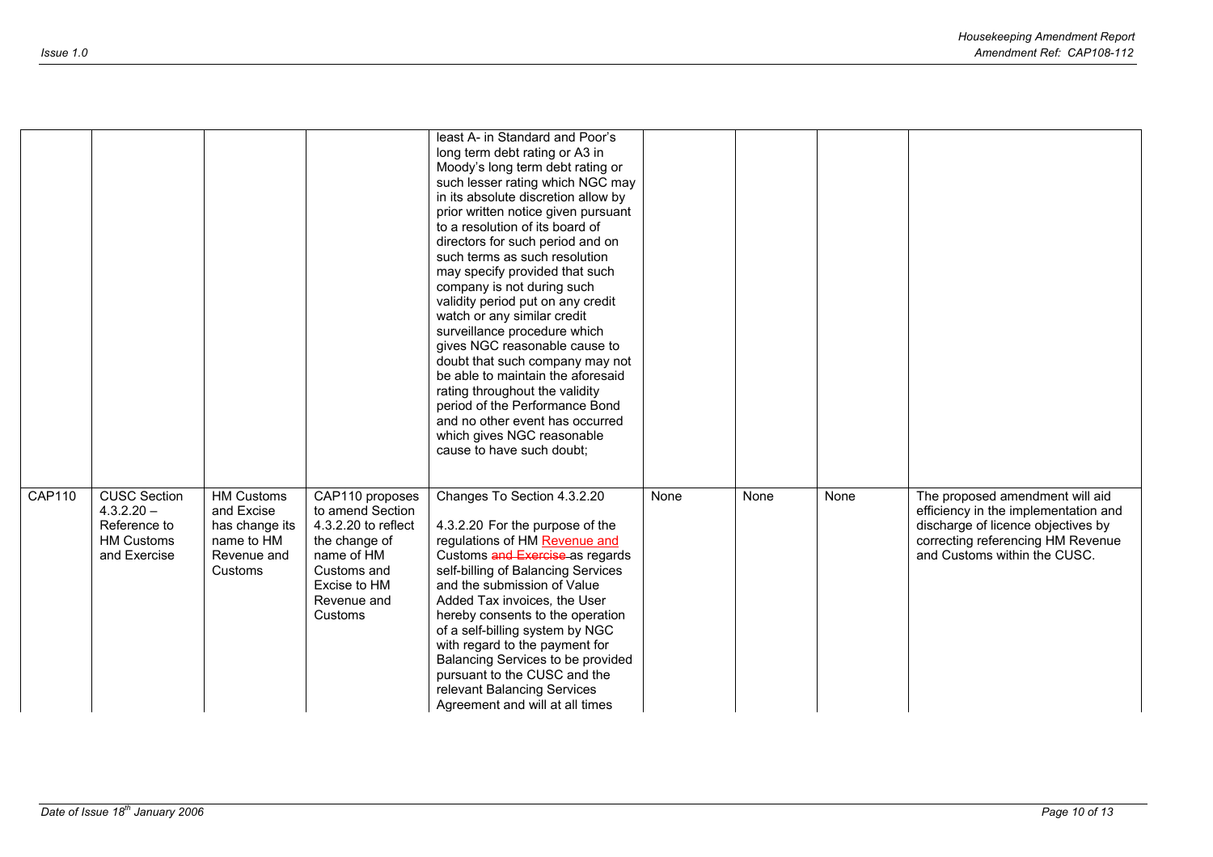| | | | | least A- in Standard and Poor's long term debt rating or A3 in Moody's long term debt rating or such lesser rating which NGC may in its absolute discretion allow by prior written notice given pursuant to a resolution of its board of directors for such period and on such terms as such resolution may specify provided that such company is not during such validity period put on any credit watch or any similar credit surveillance procedure which gives NGC reasonable cause to doubt that such company may not be able to maintain the aforesaid rating throughout the validity period of the Performance Bond and no other event has occurred which gives NGC reasonable cause to have such doubt; | | | | |
|---|---|---|---|---|---|---|---|---|
| CAP110 | CUSC Section 4.3.2.20 – Reference to HM Customs and Exercise | HM Customs and Excise has change its name to HM Revenue and Customs | CAP110 proposes to amend Section 4.3.2.20 to reflect the change of name of HM Customs and Excise to HM Revenue and Customs | Changes To Section 4.3.2.20<br><br>4.3.2.20 For the purpose of the regulations of HM Revenue and Customs ~~and Exercise~~ as regards self-billing of Balancing Services and the submission of Value Added Tax invoices, the User hereby consents to the operation of a self-billing system by NGC with regard to the payment for Balancing Services to be provided pursuant to the CUSC and the relevant Balancing Services Agreement and will at all times | None | None | None | The proposed amendment will aid efficiency in the implementation and discharge of licence objectives by correcting referencing HM Revenue and Customs within the CUSC. |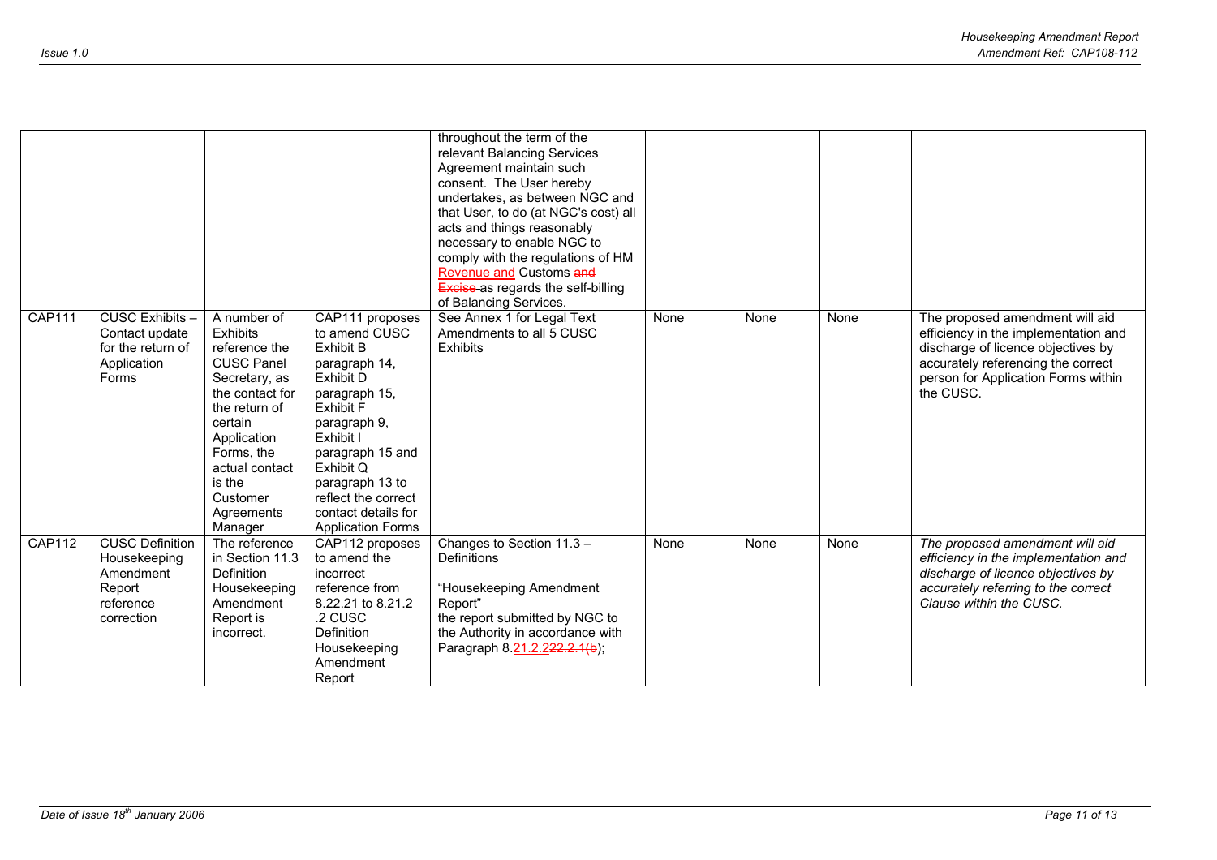|  |  |  |  | throughout the term of the relevant Balancing Services Agreement maintain such consent. The User hereby undertakes, as between NGC and that User, to do (at NGC's cost) all acts and things reasonably necessary to enable NGC to comply with the regulations of HM Revenue and Customs ~~and Excise~~ as regards the self-billing of Balancing Services. |  |  |  |  |
|---|---|---|---|---|---|---|---|---|
| CAP111 | CUSC Exhibits – Contact update for the return of Application Forms | A number of Exhibits reference the CUSC Panel Secretary, as the contact for the return of certain Application Forms, the actual contact is the Customer Agreements Manager | CAP111 proposes to amend CUSC Exhibit B paragraph 14, Exhibit D paragraph 15, Exhibit F paragraph 9, Exhibit I paragraph 15 and Exhibit Q paragraph 13 to reflect the correct contact details for Application Forms | See Annex 1 for Legal Text Amendments to all 5 CUSC Exhibits | None | None | None | The proposed amendment will aid efficiency in the implementation and discharge of licence objectives by accurately referencing the correct person for Application Forms within the CUSC. |
| CAP112 | CUSC Definition Housekeeping Amendment Report reference correction | The reference in Section 11.3 Definition Housekeeping Amendment Report is incorrect. | CAP112 proposes to amend the incorrect reference from 8.22.21 to 8.21.2.2 CUSC Definition Housekeeping Amendment Report | Changes to Section 11.3 – Definitions<br><br>"Housekeeping Amendment Report"<br>the report submitted by NGC to the Authority in accordance with Paragraph 8.21.2.2~~22.2.1(b)~~; | None | None | None | *The proposed amendment will aid efficiency in the implementation and discharge of licence objectives by accurately referring to the correct Clause within the CUSC.* |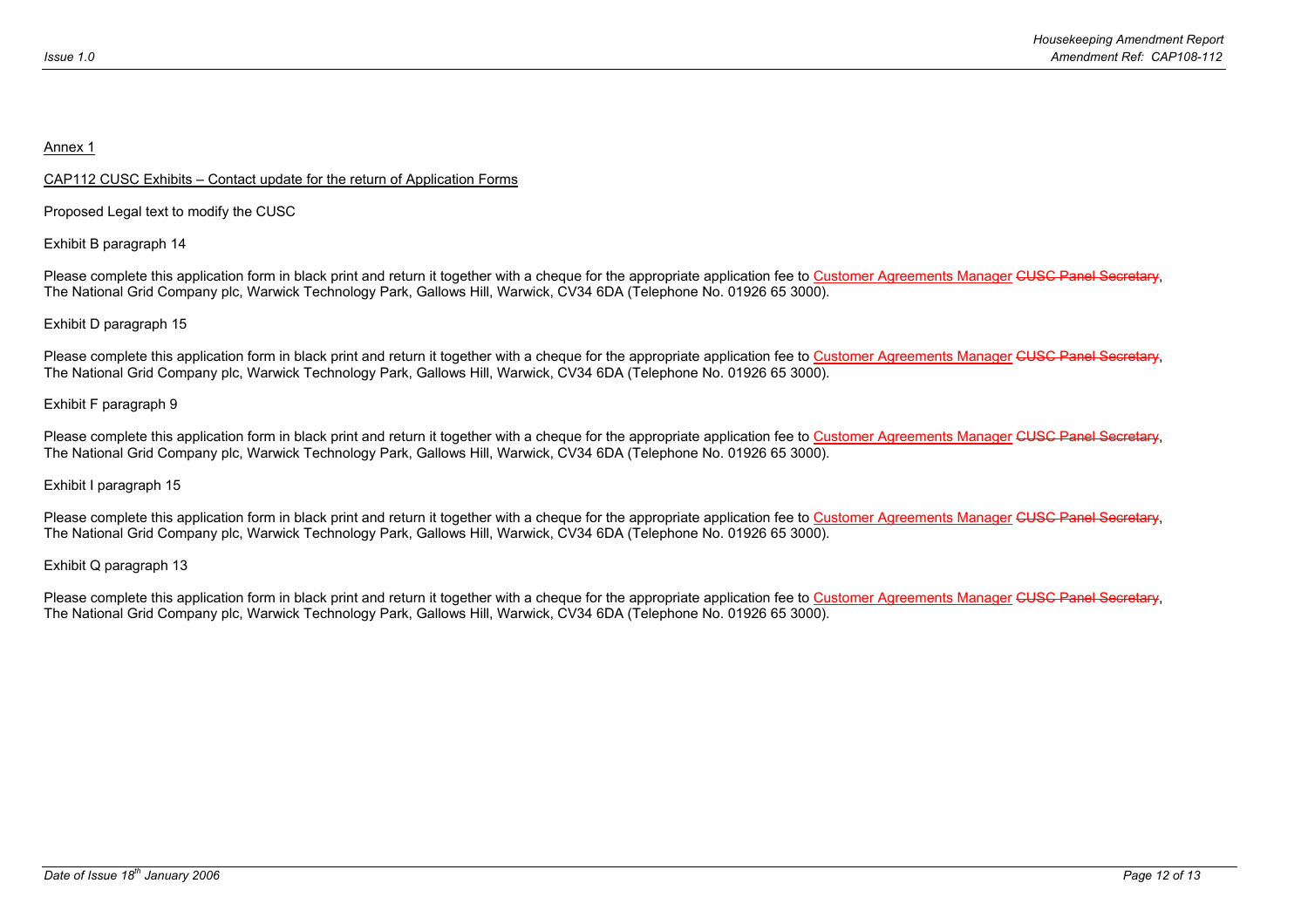Annex 1

CAP112 CUSC Exhibits – Contact update for the return of Application Forms

Proposed Legal text to modify the CUSC

Exhibit B paragraph 14

Please complete this application form in black print and return it together with a cheque for the appropriate application fee to Customer Agreements Manager ~~CUSC Panel Secretary~~, The National Grid Company plc, Warwick Technology Park, Gallows Hill, Warwick, CV34 6DA (Telephone No. 01926 65 3000).

Exhibit D paragraph 15

Please complete this application form in black print and return it together with a cheque for the appropriate application fee to Customer Agreements Manager ~~CUSC Panel Secretary~~, The National Grid Company plc, Warwick Technology Park, Gallows Hill, Warwick, CV34 6DA (Telephone No. 01926 65 3000).

Exhibit F paragraph 9

Please complete this application form in black print and return it together with a cheque for the appropriate application fee to Customer Agreements Manager ~~CUSC Panel Secretary~~, The National Grid Company plc, Warwick Technology Park, Gallows Hill, Warwick, CV34 6DA (Telephone No. 01926 65 3000).

Exhibit I paragraph 15

Please complete this application form in black print and return it together with a cheque for the appropriate application fee to Customer Agreements Manager ~~CUSC Panel Secretary~~, The National Grid Company plc, Warwick Technology Park, Gallows Hill, Warwick, CV34 6DA (Telephone No. 01926 65 3000).

Exhibit Q paragraph 13

Please complete this application form in black print and return it together with a cheque for the appropriate application fee to Customer Agreements Manager ~~CUSC Panel Secretary~~, The National Grid Company plc, Warwick Technology Park, Gallows Hill, Warwick, CV34 6DA (Telephone No. 01926 65 3000).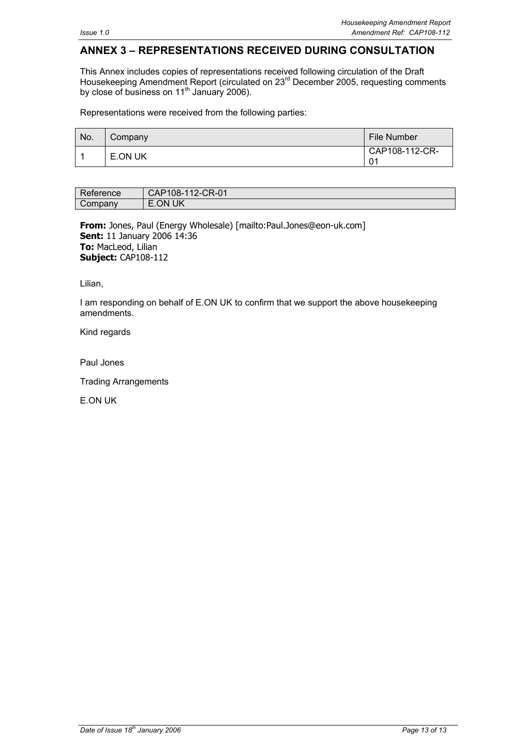## ANNEX 3 – REPRESENTATIONS RECEIVED DURING CONSULTATION

This Annex includes copies of representations received following circulation of the Draft Housekeeping Amendment Report (circulated on 23rd December 2005, requesting comments by close of business on 11th January 2006).

Representations were received from the following parties:

| No. | Company | File Number |
|---|---|---|
| 1 | E.ON UK | CAP108-112-CR-01 |

| | |
|---|---|
| Reference | CAP108-112-CR-01 |
| Company | E.ON UK |

**From:** Jones, Paul (Energy Wholesale) [mailto:Paul.Jones@eon-uk.com]
**Sent:** 11 January 2006 14:36
**To:** MacLeod, Lilian
**Subject:** CAP108-112

Lilian,

I am responding on behalf of E.ON UK to confirm that we support the above housekeeping amendments.

Kind regards

Paul Jones

Trading Arrangements

E.ON UK